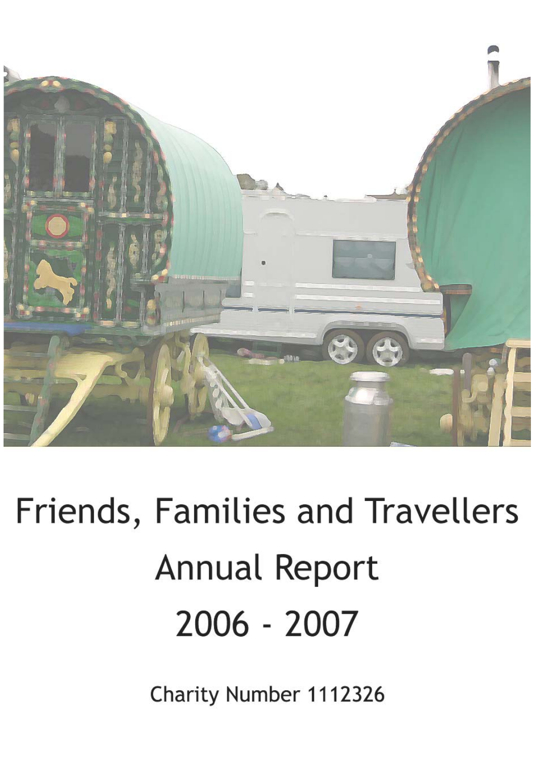# Friends, Families and Travellers

# Annual Report

# 2006 - 2007

Charity Number 1112326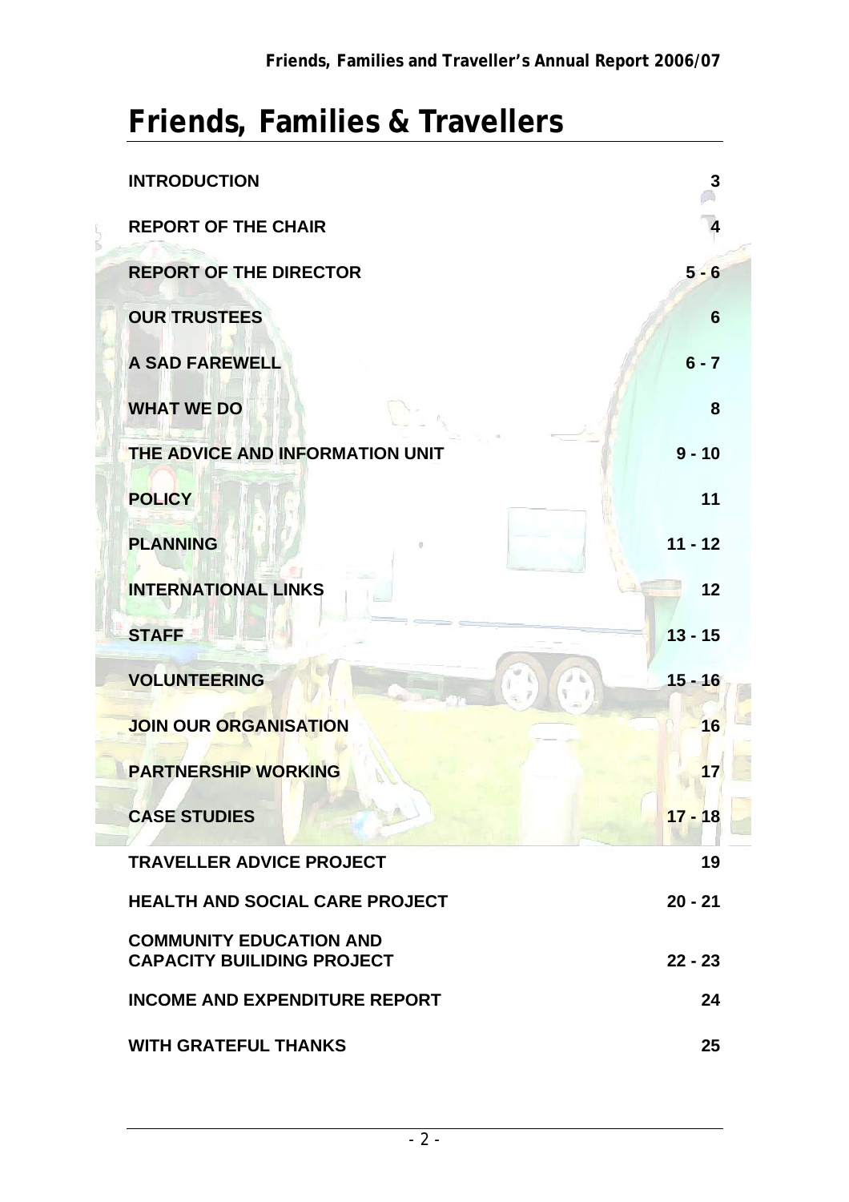# Friends, Families & Travellers

| | |
|---|---|
| **INTRODUCTION** | **3** |
| **REPORT OF THE CHAIR** | **4** |
| **REPORT OF THE DIRECTOR** | **5 - 6** |
| **OUR TRUSTEES** | **6** |
| **A SAD FAREWELL** | **6 - 7** |
| **WHAT WE DO** | **8** |
| **THE ADVICE AND INFORMATION UNIT** | **9 - 10** |
| **POLICY** | **11** |
| **PLANNING** | **11 - 12** |
| **INTERNATIONAL LINKS** | **12** |
| **STAFF** | **13 - 15** |
| **VOLUNTEERING** | **15 - 16** |
| **JOIN OUR ORGANISATION** | **16** |
| **PARTNERSHIP WORKING** | **17** |
| **CASE STUDIES** | **17 - 18** |
| **TRAVELLER ADVICE PROJECT** | **19** |
| **HEALTH AND SOCIAL CARE PROJECT** | **20 - 21** |
| **COMMUNITY EDUCATION AND CAPACITY BUILIDING PROJECT** | **22 - 23** |
| **INCOME AND EXPENDITURE REPORT** | **24** |
| **WITH GRATEFUL THANKS** | **25** |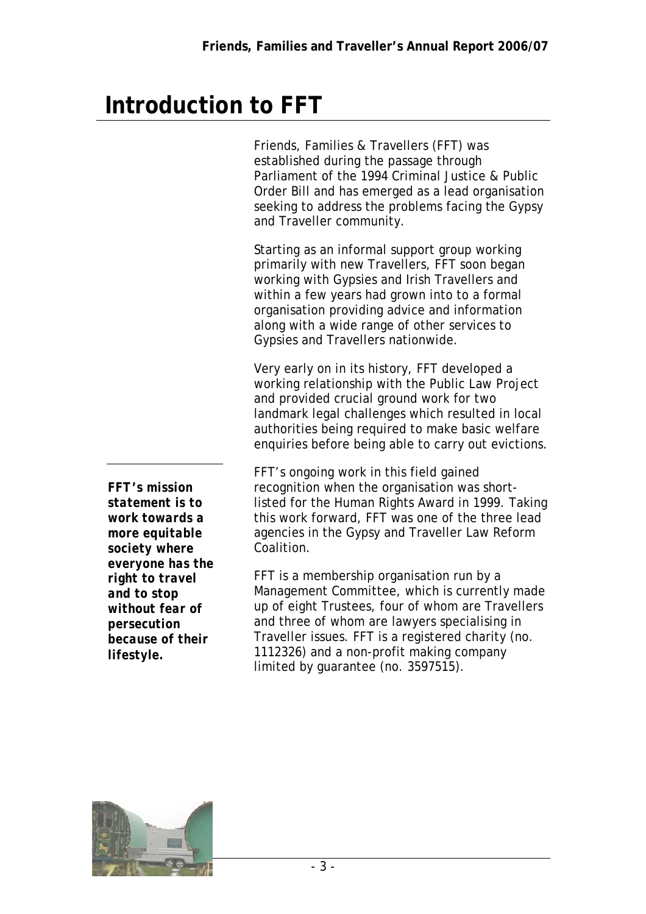# Introduction to FFT

Friends, Families & Travellers (FFT) was established during the passage through Parliament of the 1994 Criminal Justice & Public Order Bill and has emerged as a lead organisation seeking to address the problems facing the Gypsy and Traveller community.

Starting as an informal support group working primarily with new Travellers, FFT soon began working with Gypsies and Irish Travellers and within a few years had grown into to a formal organisation providing advice and information along with a wide range of other services to Gypsies and Travellers nationwide.

Very early on in its history, FFT developed a working relationship with the Public Law Project and provided crucial ground work for two landmark legal challenges which resulted in local authorities being required to make basic welfare enquiries before being able to carry out evictions.

***FFT's mission statement is to work towards a more equitable society where everyone has the right to travel and to stop without fear of persecution because of their lifestyle.***

FFT's ongoing work in this field gained recognition when the organisation was short-listed for the Human Rights Award in 1999. Taking this work forward, FFT was one of the three lead agencies in the Gypsy and Traveller Law Reform Coalition.

FFT is a membership organisation run by a Management Committee, which is currently made up of eight Trustees, four of whom are Travellers and three of whom are lawyers specialising in Traveller issues. FFT is a registered charity (no. 1112326) and a non-profit making company limited by guarantee (no. 3597515).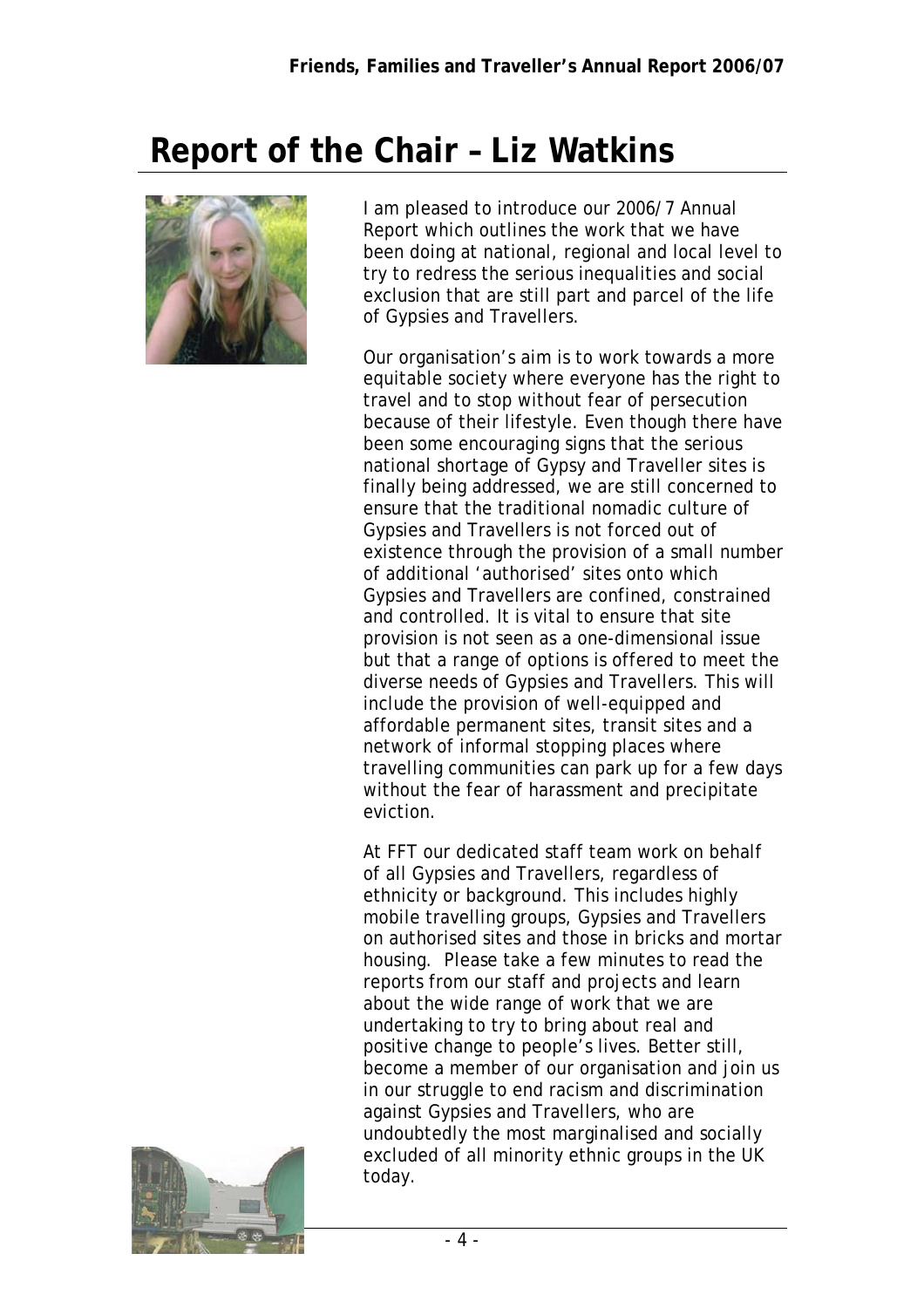# Report of the Chair – Liz Watkins

I am pleased to introduce our 2006/7 Annual Report which outlines the work that we have been doing at national, regional and local level to try to redress the serious inequalities and social exclusion that are still part and parcel of the life of Gypsies and Travellers.

Our organisation's aim is to work towards a more equitable society where everyone has the right to travel and to stop without fear of persecution because of their lifestyle. Even though there have been some encouraging signs that the serious national shortage of Gypsy and Traveller sites is finally being addressed, we are still concerned to ensure that the traditional nomadic culture of Gypsies and Travellers is not forced out of existence through the provision of a small number of additional 'authorised' sites onto which Gypsies and Travellers are confined, constrained and controlled. It is vital to ensure that site provision is not seen as a one-dimensional issue but that a range of options is offered to meet the diverse needs of Gypsies and Travellers. This will include the provision of well-equipped and affordable permanent sites, transit sites and a network of informal stopping places where travelling communities can park up for a few days without the fear of harassment and precipitate eviction.

At FFT our dedicated staff team work on behalf of all Gypsies and Travellers, regardless of ethnicity or background. This includes highly mobile travelling groups, Gypsies and Travellers on authorised sites and those in bricks and mortar housing. Please take a few minutes to read the reports from our staff and projects and learn about the wide range of work that we are undertaking to try to bring about real and positive change to people's lives. Better still, become a member of our organisation and join us in our struggle to end racism and discrimination against Gypsies and Travellers, who are undoubtedly the most marginalised and socially excluded of all minority ethnic groups in the UK today.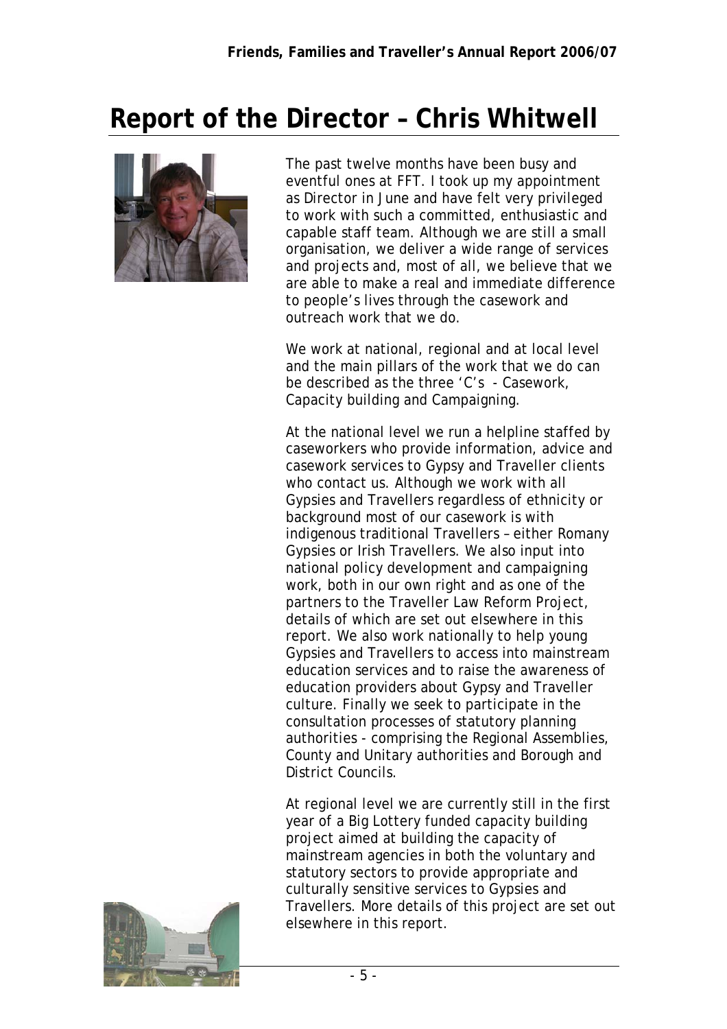# Report of the Director – Chris Whitwell

The past twelve months have been busy and eventful ones at FFT. I took up my appointment as Director in June and have felt very privileged to work with such a committed, enthusiastic and capable staff team. Although we are still a small organisation, we deliver a wide range of services and projects and, most of all, we believe that we are able to make a real and immediate difference to people's lives through the casework and outreach work that we do.

We work at national, regional and at local level and the main pillars of the work that we do can be described as the three 'C's - Casework, Capacity building and Campaigning.

At the national level we run a helpline staffed by caseworkers who provide information, advice and casework services to Gypsy and Traveller clients who contact us. Although we work with all Gypsies and Travellers regardless of ethnicity or background most of our casework is with indigenous traditional Travellers – either Romany Gypsies or Irish Travellers. We also input into national policy development and campaigning work, both in our own right and as one of the partners to the Traveller Law Reform Project, details of which are set out elsewhere in this report. We also work nationally to help young Gypsies and Travellers to access into mainstream education services and to raise the awareness of education providers about Gypsy and Traveller culture. Finally we seek to participate in the consultation processes of statutory planning authorities - comprising the Regional Assemblies, County and Unitary authorities and Borough and District Councils.

At regional level we are currently still in the first year of a Big Lottery funded capacity building project aimed at building the capacity of mainstream agencies in both the voluntary and statutory sectors to provide appropriate and culturally sensitive services to Gypsies and Travellers. More details of this project are set out elsewhere in this report.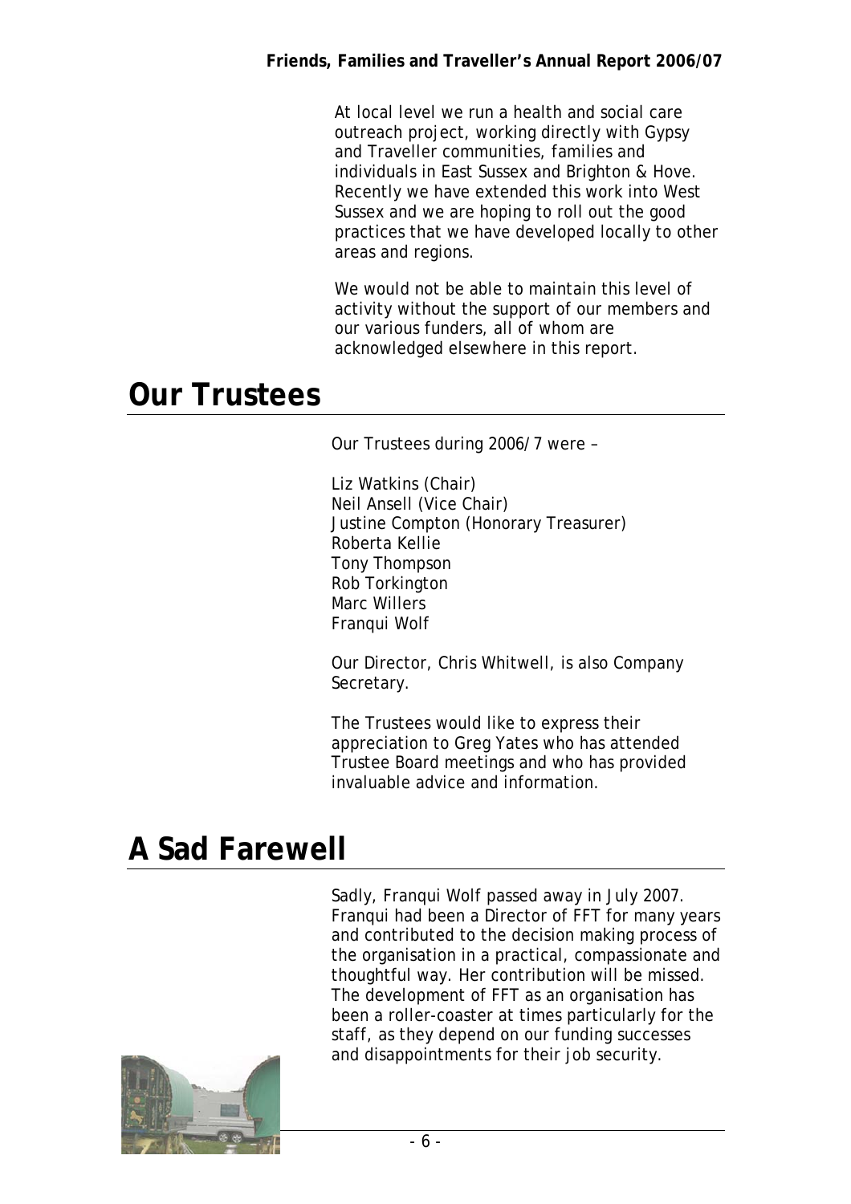At local level we run a health and social care outreach project, working directly with Gypsy and Traveller communities, families and individuals in East Sussex and Brighton & Hove. Recently we have extended this work into West Sussex and we are hoping to roll out the good practices that we have developed locally to other areas and regions.

We would not be able to maintain this level of activity without the support of our members and our various funders, all of whom are acknowledged elsewhere in this report.

# Our Trustees

Our Trustees during 2006/7 were –

Liz Watkins (Chair)
Neil Ansell (Vice Chair)
Justine Compton (Honorary Treasurer)
Roberta Kellie
Tony Thompson
Rob Torkington
Marc Willers
Franqui Wolf

Our Director, Chris Whitwell, is also Company Secretary.

The Trustees would like to express their appreciation to Greg Yates who has attended Trustee Board meetings and who has provided invaluable advice and information.

# A Sad Farewell

Sadly, Franqui Wolf passed away in July 2007. Franqui had been a Director of FFT for many years and contributed to the decision making process of the organisation in a practical, compassionate and thoughtful way. Her contribution will be missed. The development of FFT as an organisation has been a roller-coaster at times particularly for the staff, as they depend on our funding successes and disappointments for their job security.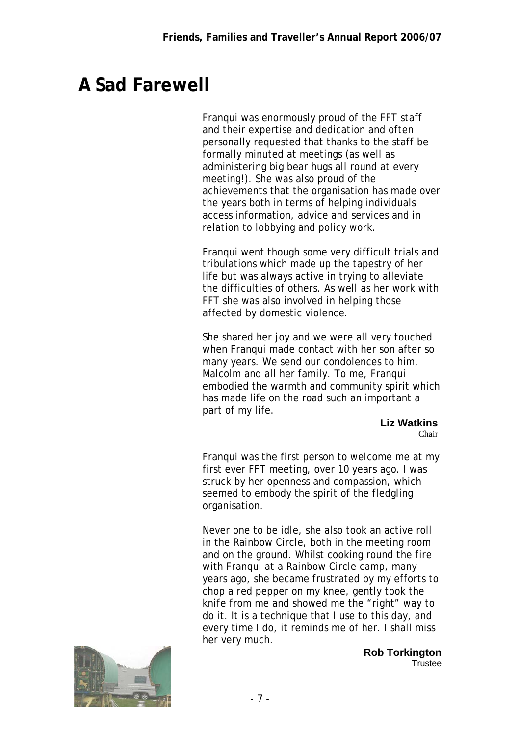# A Sad Farewell

Franqui was enormously proud of the FFT staff and their expertise and dedication and often personally requested that thanks to the staff be formally minuted at meetings (as well as administering big bear hugs all round at every meeting!). She was also proud of the achievements that the organisation has made over the years both in terms of helping individuals access information, advice and services and in relation to lobbying and policy work.

Franqui went though some very difficult trials and tribulations which made up the tapestry of her life but was always active in trying to alleviate the difficulties of others. As well as her work with FFT she was also involved in helping those affected by domestic violence.

She shared her joy and we were all very touched when Franqui made contact with her son after so many years. We send our condolences to him, Malcolm and all her family. To me, Franqui embodied the warmth and community spirit which has made life on the road such an important a part of my life.

**Liz Watkins**
Chair

Franqui was the first person to welcome me at my first ever FFT meeting, over 10 years ago. I was struck by her openness and compassion, which seemed to embody the spirit of the fledgling organisation.

Never one to be idle, she also took an active roll in the Rainbow Circle, both in the meeting room and on the ground. Whilst cooking round the fire with Franqui at a Rainbow Circle camp, many years ago, she became frustrated by my efforts to chop a red pepper on my knee, gently took the knife from me and showed me the "right" way to do it. It is a technique that I use to this day, and every time I do, it reminds me of her. I shall miss her very much.

**Rob Torkington**
Trustee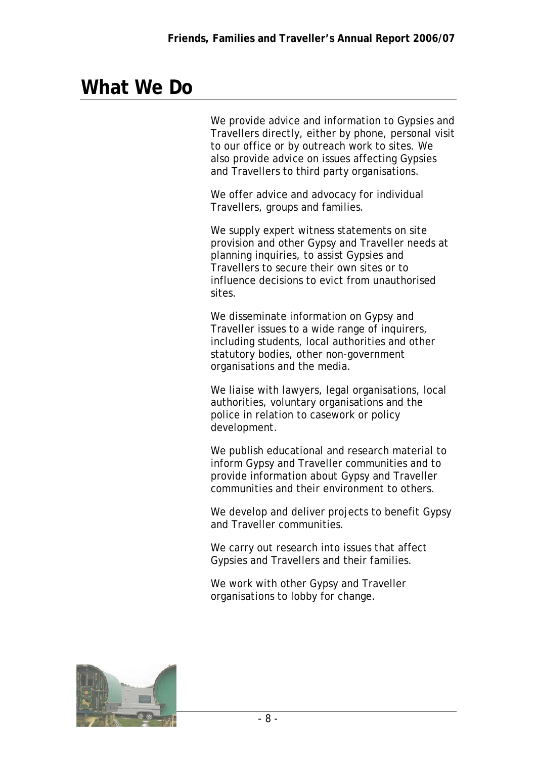# What We Do

We provide advice and information to Gypsies and Travellers directly, either by phone, personal visit to our office or by outreach work to sites. We also provide advice on issues affecting Gypsies and Travellers to third party organisations.

We offer advice and advocacy for individual Travellers, groups and families.

We supply expert witness statements on site provision and other Gypsy and Traveller needs at planning inquiries, to assist Gypsies and Travellers to secure their own sites or to influence decisions to evict from unauthorised sites.

We disseminate information on Gypsy and Traveller issues to a wide range of inquirers, including students, local authorities and other statutory bodies, other non-government organisations and the media.

We liaise with lawyers, legal organisations, local authorities, voluntary organisations and the police in relation to casework or policy development.

We publish educational and research material to inform Gypsy and Traveller communities and to provide information about Gypsy and Traveller communities and their environment to others.

We develop and deliver projects to benefit Gypsy and Traveller communities.

We carry out research into issues that affect Gypsies and Travellers and their families.

We work with other Gypsy and Traveller organisations to lobby for change.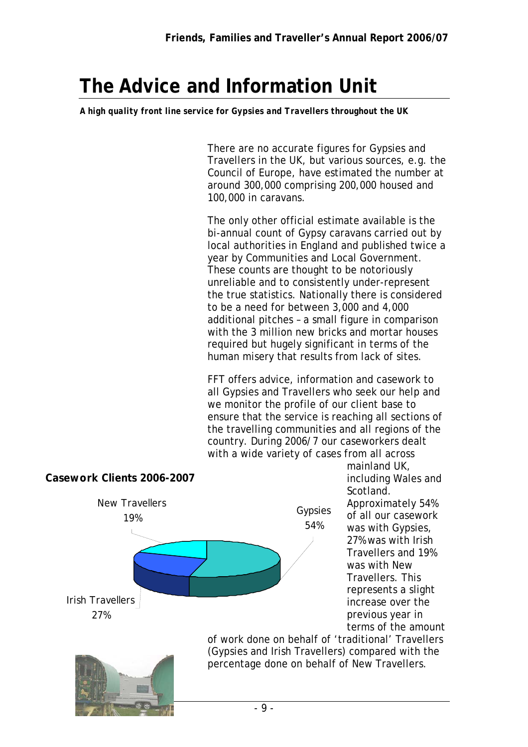# The Advice and Information Unit

***A high quality front line service for Gypsies and Travellers throughout the UK***

There are no accurate figures for Gypsies and Travellers in the UK, but various sources, e.g. the Council of Europe, have estimated the number at around 300,000 comprising 200,000 housed and 100,000 in caravans.

The only other official estimate available is the bi-annual count of Gypsy caravans carried out by local authorities in England and published twice a year by Communities and Local Government. These counts are thought to be notoriously unreliable and to consistently under-represent the true statistics. Nationally there is considered to be a need for between 3,000 and 4,000 additional pitches – a small figure in comparison with the 3 million new bricks and mortar houses required but hugely significant in terms of the human misery that results from lack of sites.

FFT offers advice, information and casework to all Gypsies and Travellers who seek our help and we monitor the profile of our client base to ensure that the service is reaching all sections of the travelling communities and all regions of the country. During 2006/7 our caseworkers dealt with a wide variety of cases from all across mainland UK, including Wales and Scotland. Approximately 54% of all our casework was with Gypsies, 27% was with Irish Travellers and 19% was with New Travellers. This represents a slight increase over the previous year in terms of the amount of work done on behalf of 'traditional' Travellers (Gypsies and Irish Travellers) compared with the percentage done on behalf of New Travellers.

**Casework Clients 2006-2007**

| Client group | Percentage |
| --- | --- |
| Gypsies | 54% |
| Irish Travellers | 27% |
| New Travellers | 19% |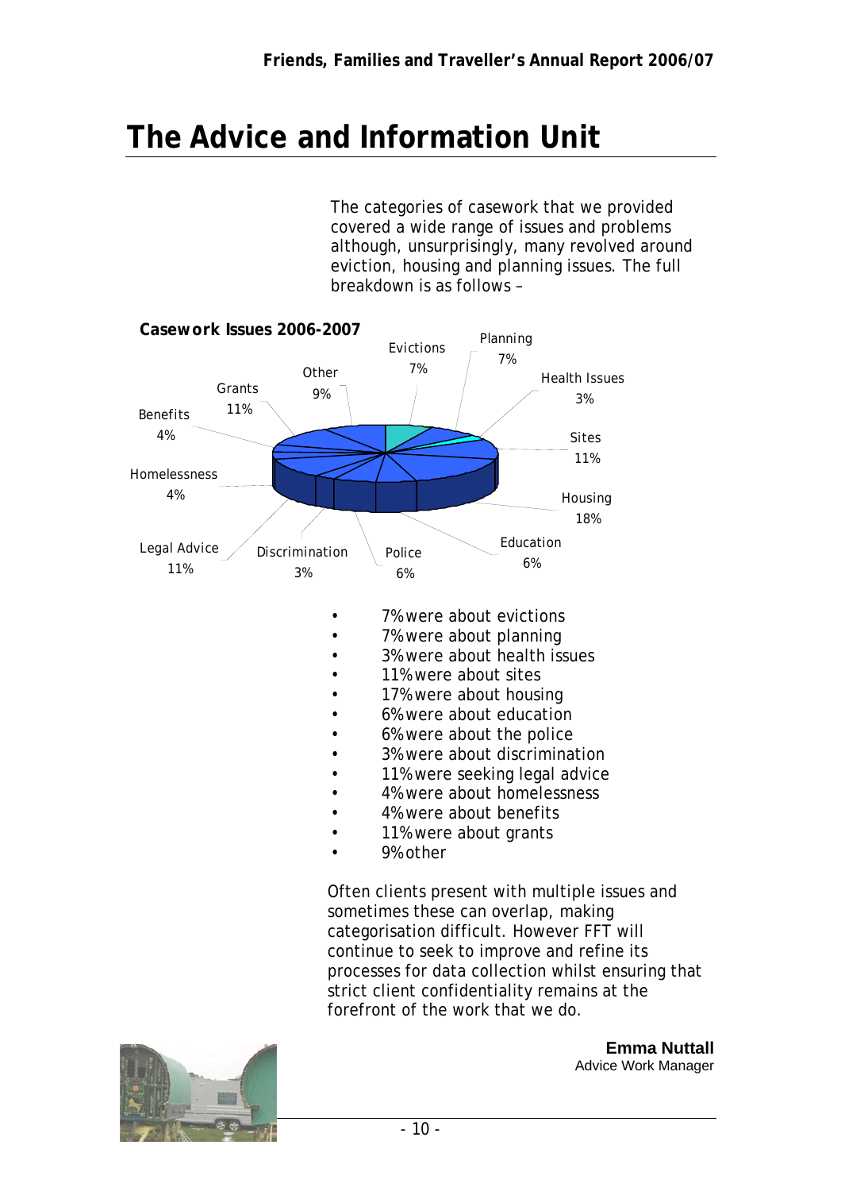# The Advice and Information Unit

The categories of casework that we provided covered a wide range of issues and problems although, unsurprisingly, many revolved around eviction, housing and planning issues. The full breakdown is as follows –

**Casework Issues 2006-2007**

| Category | % |
|---|---|
| Evictions | 7% |
| Planning | 7% |
| Health Issues | 3% |
| Sites | 11% |
| Housing | 18% |
| Education | 6% |
| Police | 6% |
| Discrimination | 3% |
| Legal Advice | 11% |
| Homelessness | 4% |
| Benefits | 4% |
| Grants | 11% |
| Other | 9% |

- 7% were about evictions
- 7% were about planning
- 3% were about health issues
- 11% were about sites
- 17% were about housing
- 6% were about education
- 6% were about the police
- 3% were about discrimination
- 11% were seeking legal advice
- 4% were about homelessness
- 4% were about benefits
- 11% were about grants
- 9% other

Often clients present with multiple issues and sometimes these can overlap, making categorisation difficult. However FFT will continue to seek to improve and refine its processes for data collection whilst ensuring that strict client confidentiality remains at the forefront of the work that we do.

**Emma Nuttall**
Advice Work Manager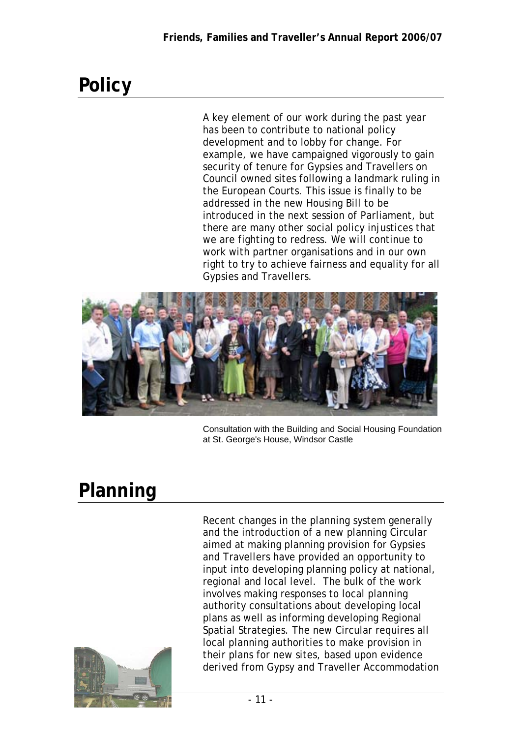# Policy

A key element of our work during the past year has been to contribute to national policy development and to lobby for change. For example, we have campaigned vigorously to gain security of tenure for Gypsies and Travellers on Council owned sites following a landmark ruling in the European Courts. This issue is finally to be addressed in the new Housing Bill to be introduced in the next session of Parliament, but there are many other social policy injustices that we are fighting to redress. We will continue to work with partner organisations and in our own right to try to achieve fairness and equality for all Gypsies and Travellers.

Consultation with the Building and Social Housing Foundation at St. George's House, Windsor Castle

# Planning

Recent changes in the planning system generally and the introduction of a new planning Circular aimed at making planning provision for Gypsies and Travellers have provided an opportunity to input into developing planning policy at national, regional and local level. The bulk of the work involves making responses to local planning authority consultations about developing local plans as well as informing developing Regional Spatial Strategies. The new Circular requires all local planning authorities to make provision in their plans for new sites, based upon evidence derived from Gypsy and Traveller Accommodation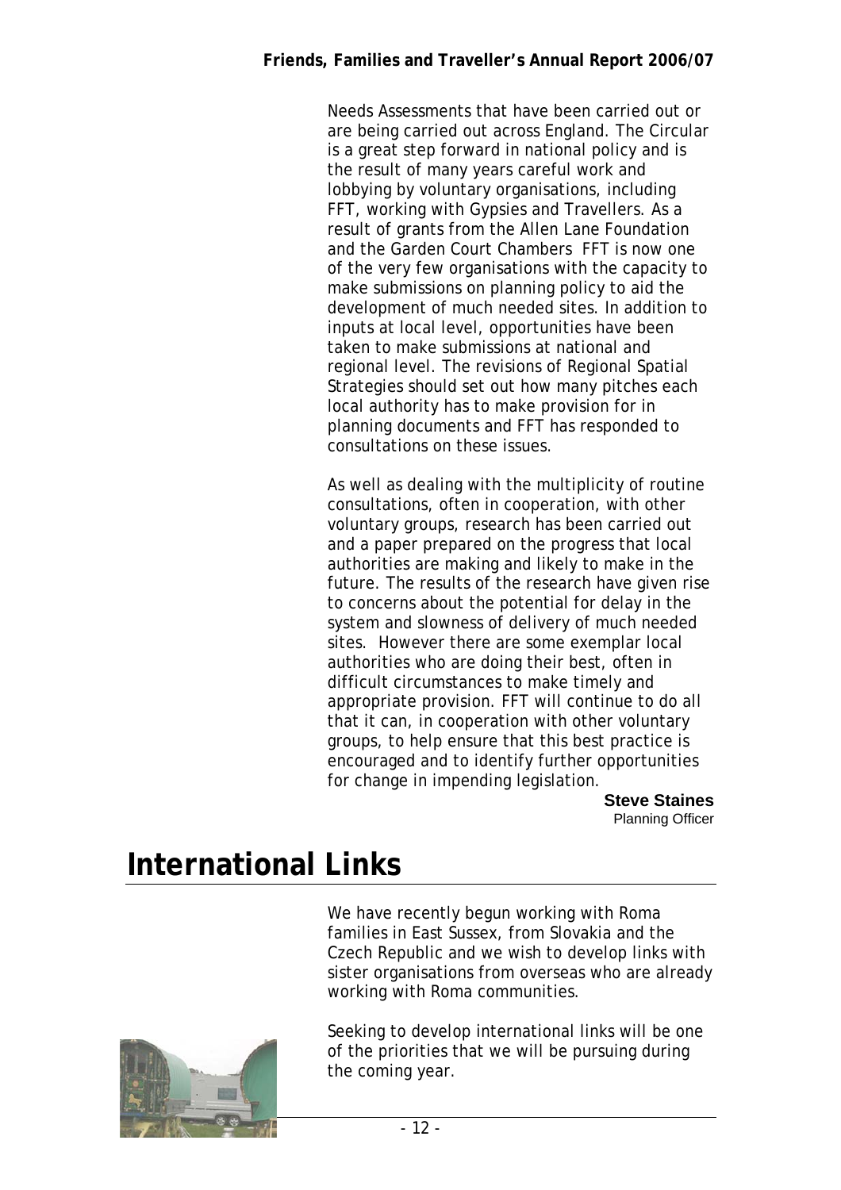Needs Assessments that have been carried out or are being carried out across England. The Circular is a great step forward in national policy and is the result of many years careful work and lobbying by voluntary organisations, including FFT, working with Gypsies and Travellers. As a result of grants from the Allen Lane Foundation and the Garden Court Chambers FFT is now one of the very few organisations with the capacity to make submissions on planning policy to aid the development of much needed sites. In addition to inputs at local level, opportunities have been taken to make submissions at national and regional level. The revisions of Regional Spatial Strategies should set out how many pitches each local authority has to make provision for in planning documents and FFT has responded to consultations on these issues.

As well as dealing with the multiplicity of routine consultations, often in cooperation, with other voluntary groups, research has been carried out and a paper prepared on the progress that local authorities are making and likely to make in the future. The results of the research have given rise to concerns about the potential for delay in the system and slowness of delivery of much needed sites. However there are some exemplar local authorities who are doing their best, often in difficult circumstances to make timely and appropriate provision. FFT will continue to do all that it can, in cooperation with other voluntary groups, to help ensure that this best practice is encouraged and to identify further opportunities for change in impending legislation.

**Steve Staines**
Planning Officer

# International Links

We have recently begun working with Roma families in East Sussex, from Slovakia and the Czech Republic and we wish to develop links with sister organisations from overseas who are already working with Roma communities.

Seeking to develop international links will be one of the priorities that we will be pursuing during the coming year.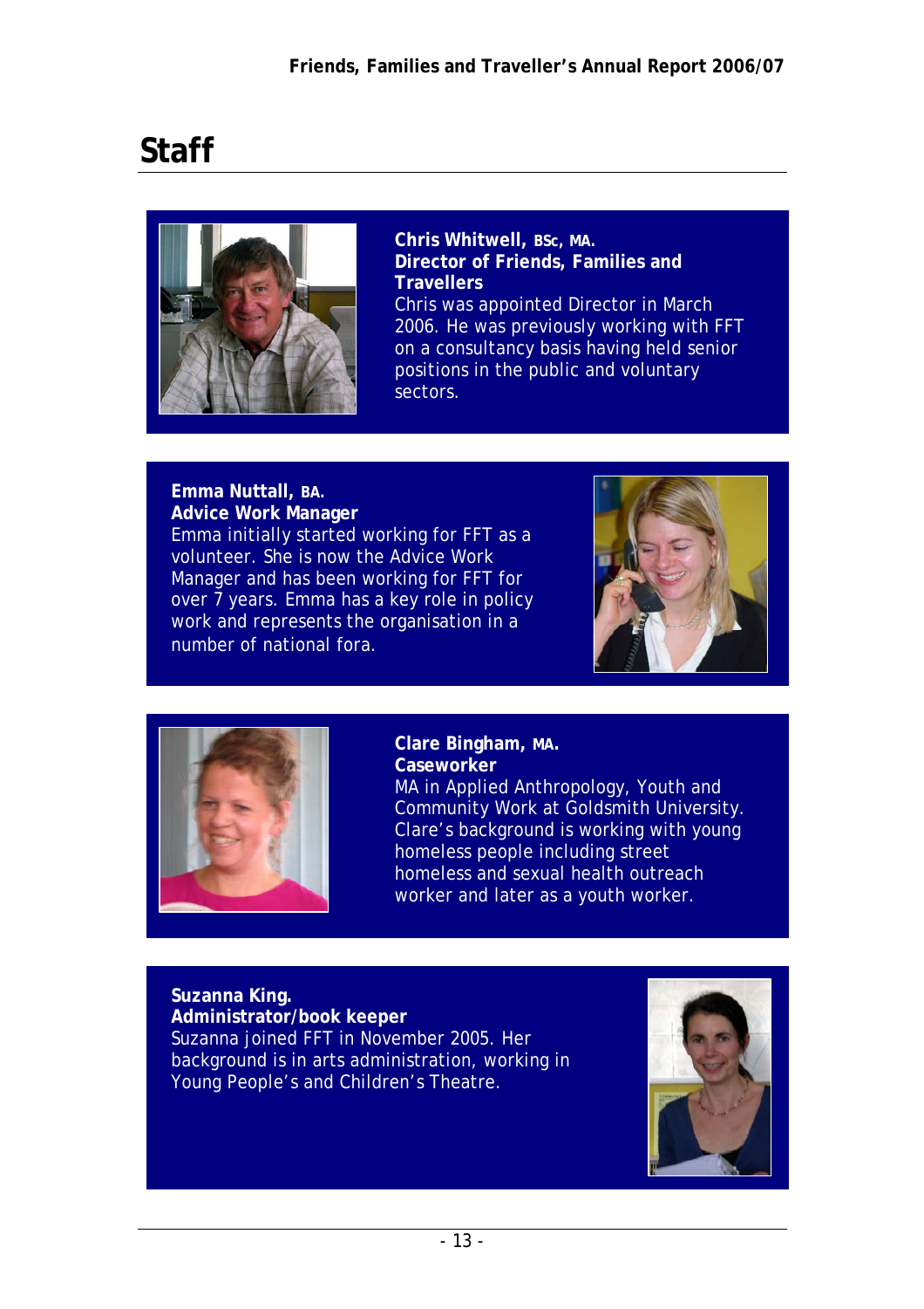# Staff

**Chris Whitwell, BSc, MA.**
**Director of Friends, Families and Travellers**
Chris was appointed Director in March 2006. He was previously working with FFT on a consultancy basis having held senior positions in the public and voluntary sectors.

**Emma Nuttall, BA.**
**Advice Work Manager**
Emma initially started working for FFT as a volunteer. She is now the Advice Work Manager and has been working for FFT for over 7 years. Emma has a key role in policy work and represents the organisation in a number of national fora.

**Clare Bingham, MA.**
**Caseworker**
MA in Applied Anthropology, Youth and Community Work at Goldsmith University. Clare's background is working with young homeless people including street homeless and sexual health outreach worker and later as a youth worker.

**Suzanna King.**
**Administrator/book keeper**
Suzanna joined FFT in November 2005. Her background is in arts administration, working in Young People's and Children's Theatre.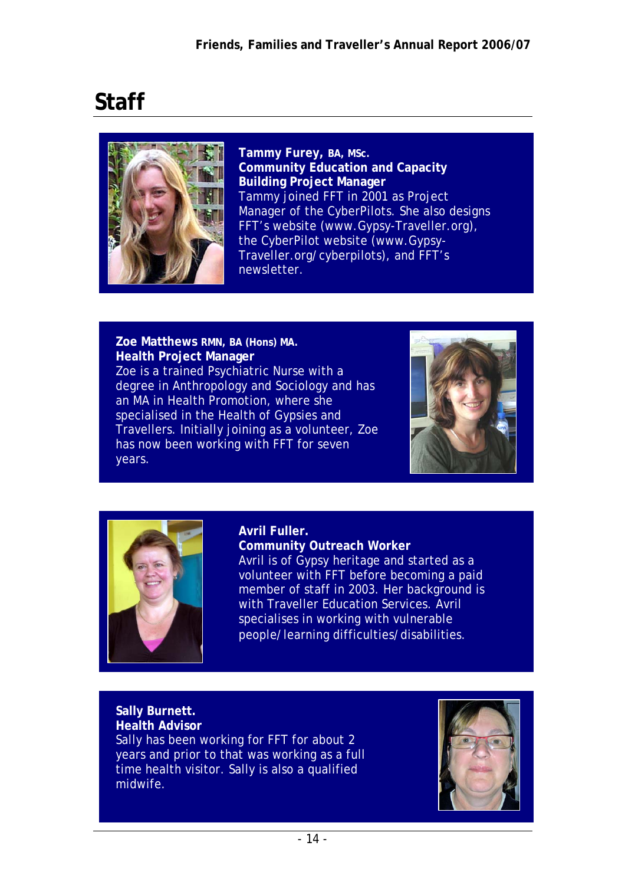# Staff

**Tammy Furey, BA, MSc.**
**Community Education and Capacity Building Project Manager**
Tammy joined FFT in 2001 as Project Manager of the CyberPilots. She also designs FFT's website (www.Gypsy-Traveller.org), the CyberPilot website (www.Gypsy-Traveller.org/cyberpilots), and FFT's newsletter.

**Zoe Matthews RMN, BA (Hons) MA.**
**Health Project Manager**
Zoe is a trained Psychiatric Nurse with a degree in Anthropology and Sociology and has an MA in Health Promotion, where she specialised in the Health of Gypsies and Travellers. Initially joining as a volunteer, Zoe has now been working with FFT for seven years.

**Avril Fuller.**
**Community Outreach Worker**
Avril is of Gypsy heritage and started as a volunteer with FFT before becoming a paid member of staff in 2003. Her background is with Traveller Education Services. Avril specialises in working with vulnerable people/learning difficulties/disabilities.

**Sally Burnett.**
**Health Advisor**
Sally has been working for FFT for about 2 years and prior to that was working as a full time health visitor. Sally is also a qualified midwife.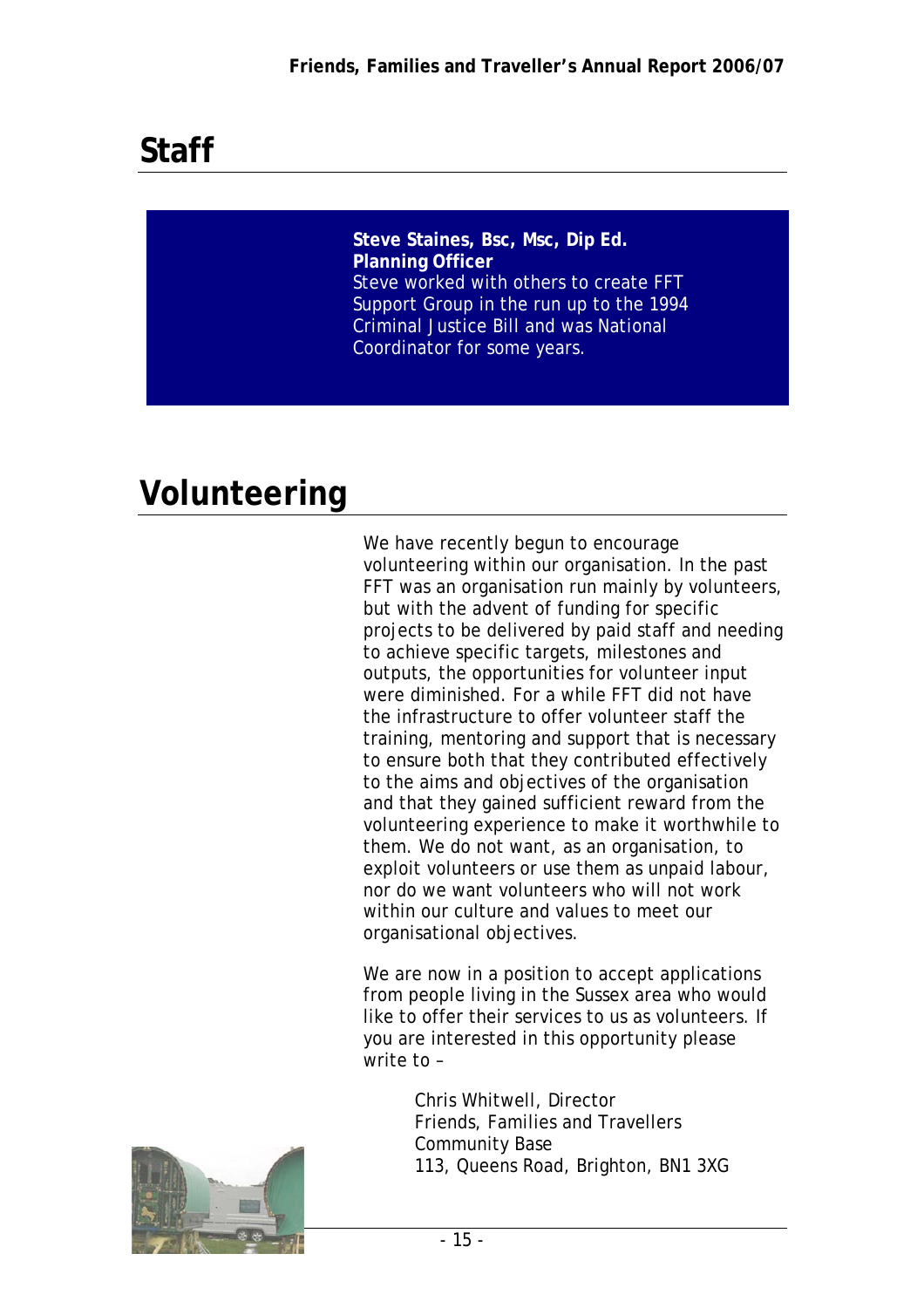# Staff

**Steve Staines, Bsc, Msc, Dip Ed.**
**Planning Officer**
Steve worked with others to create FFT Support Group in the run up to the 1994 Criminal Justice Bill and was National Coordinator for some years.

# Volunteering

We have recently begun to encourage volunteering within our organisation. In the past FFT was an organisation run mainly by volunteers, but with the advent of funding for specific projects to be delivered by paid staff and needing to achieve specific targets, milestones and outputs, the opportunities for volunteer input were diminished. For a while FFT did not have the infrastructure to offer volunteer staff the training, mentoring and support that is necessary to ensure both that they contributed effectively to the aims and objectives of the organisation and that they gained sufficient reward from the volunteering experience to make it worthwhile to them. We do not want, as an organisation, to exploit volunteers or use them as unpaid labour, nor do we want volunteers who will not work within our culture and values to meet our organisational objectives.

We are now in a position to accept applications from people living in the Sussex area who would like to offer their services to us as volunteers. If you are interested in this opportunity please write to –

> Chris Whitwell, Director
> Friends, Families and Travellers
> Community Base
> 113, Queens Road, Brighton, BN1 3XG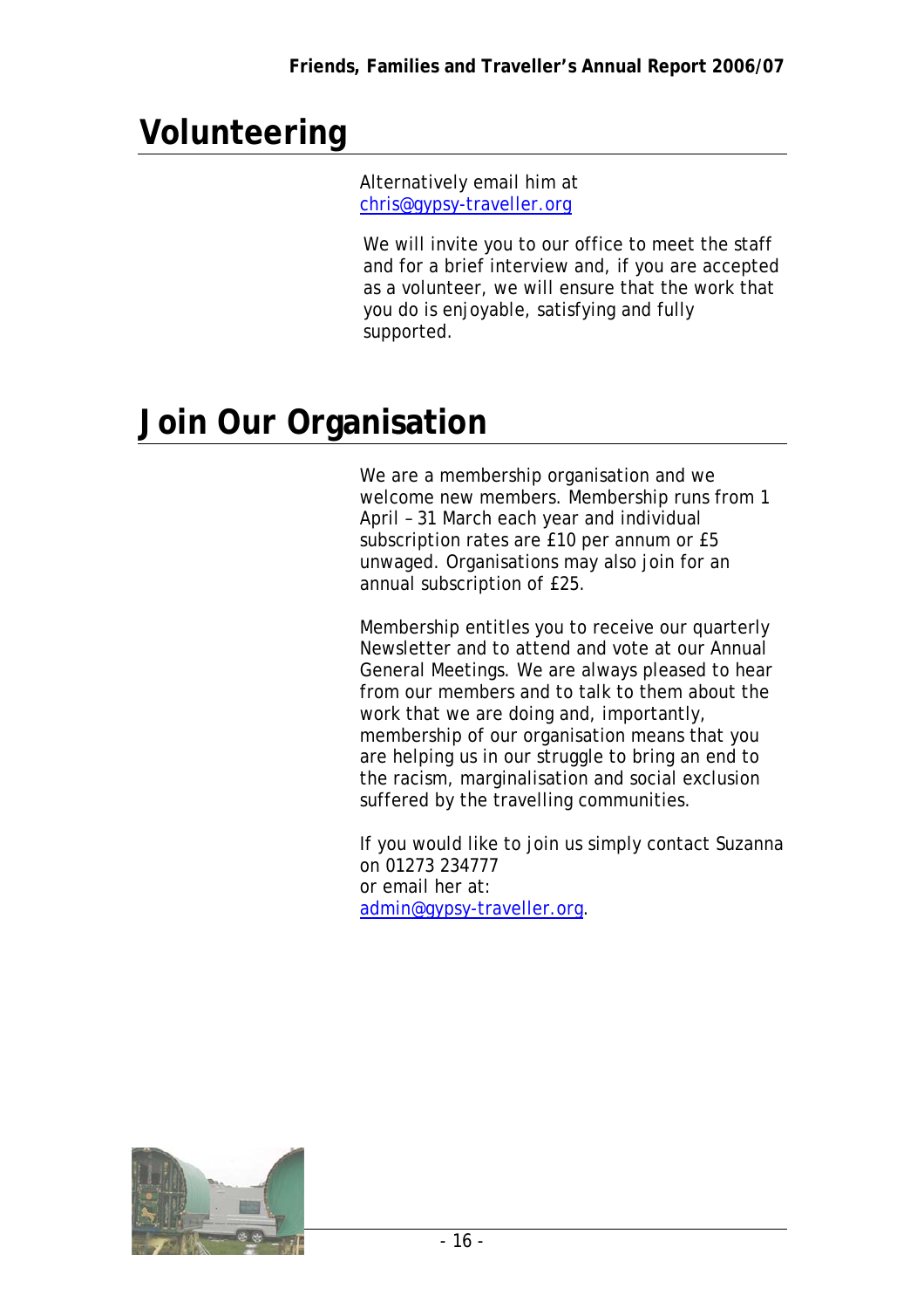# Volunteering

Alternatively email him at chris@gypsy-traveller.org

We will invite you to our office to meet the staff and for a brief interview and, if you are accepted as a volunteer, we will ensure that the work that you do is enjoyable, satisfying and fully supported.

# Join Our Organisation

We are a membership organisation and we welcome new members. Membership runs from 1 April – 31 March each year and individual subscription rates are £10 per annum or £5 unwaged. Organisations may also join for an annual subscription of £25.

Membership entitles you to receive our quarterly Newsletter and to attend and vote at our Annual General Meetings. We are always pleased to hear from our members and to talk to them about the work that we are doing and, importantly, membership of our organisation means that you are helping us in our struggle to bring an end to the racism, marginalisation and social exclusion suffered by the travelling communities.

If you would like to join us simply contact Suzanna on 01273 234777
or email her at:
admin@gypsy-traveller.org.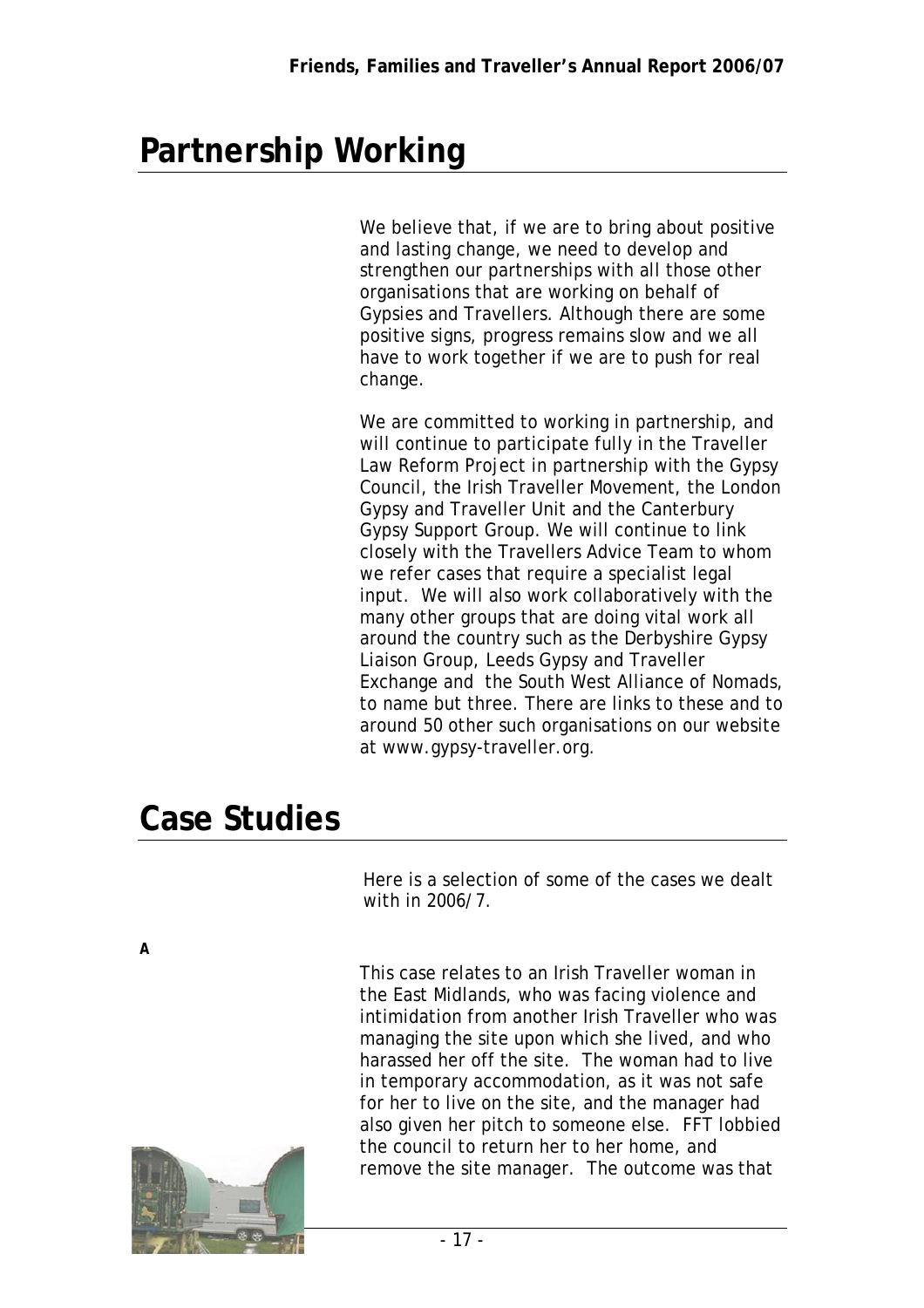# Partnership Working

We believe that, if we are to bring about positive and lasting change, we need to develop and strengthen our partnerships with all those other organisations that are working on behalf of Gypsies and Travellers. Although there are some positive signs, progress remains slow and we all have to work together if we are to push for real change.

We are committed to working in partnership, and will continue to participate fully in the Traveller Law Reform Project in partnership with the Gypsy Council, the Irish Traveller Movement, the London Gypsy and Traveller Unit and the Canterbury Gypsy Support Group. We will continue to link closely with the Travellers Advice Team to whom we refer cases that require a specialist legal input. We will also work collaboratively with the many other groups that are doing vital work all around the country such as the Derbyshire Gypsy Liaison Group, Leeds Gypsy and Traveller Exchange and the South West Alliance of Nomads, to name but three. There are links to these and to around 50 other such organisations on our website at www.gypsy-traveller.org.

# Case Studies

Here is a selection of some of the cases we dealt with in 2006/7.

**A**

This case relates to an Irish Traveller woman in the East Midlands, who was facing violence and intimidation from another Irish Traveller who was managing the site upon which she lived, and who harassed her off the site. The woman had to live in temporary accommodation, as it was not safe for her to live on the site, and the manager had also given her pitch to someone else. FFT lobbied the council to return her to her home, and remove the site manager. The outcome was that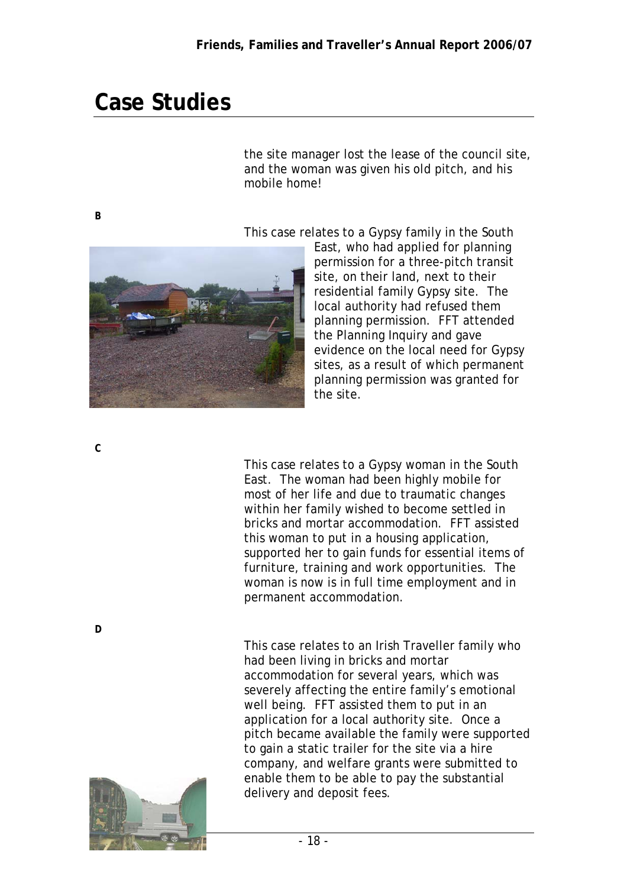# Case Studies

the site manager lost the lease of the council site, and the woman was given his old pitch, and his mobile home!

**B**

This case relates to a Gypsy family in the South East, who had applied for planning permission for a three-pitch transit site, on their land, next to their residential family Gypsy site. The local authority had refused them planning permission. FFT attended the Planning Inquiry and gave evidence on the local need for Gypsy sites, as a result of which permanent planning permission was granted for the site.

**C**

This case relates to a Gypsy woman in the South East. The woman had been highly mobile for most of her life and due to traumatic changes within her family wished to become settled in bricks and mortar accommodation. FFT assisted this woman to put in a housing application, supported her to gain funds for essential items of furniture, training and work opportunities. The woman is now is in full time employment and in permanent accommodation.

**D**

This case relates to an Irish Traveller family who had been living in bricks and mortar accommodation for several years, which was severely affecting the entire family's emotional well being. FFT assisted them to put in an application for a local authority site. Once a pitch became available the family were supported to gain a static trailer for the site via a hire company, and welfare grants were submitted to enable them to be able to pay the substantial delivery and deposit fees.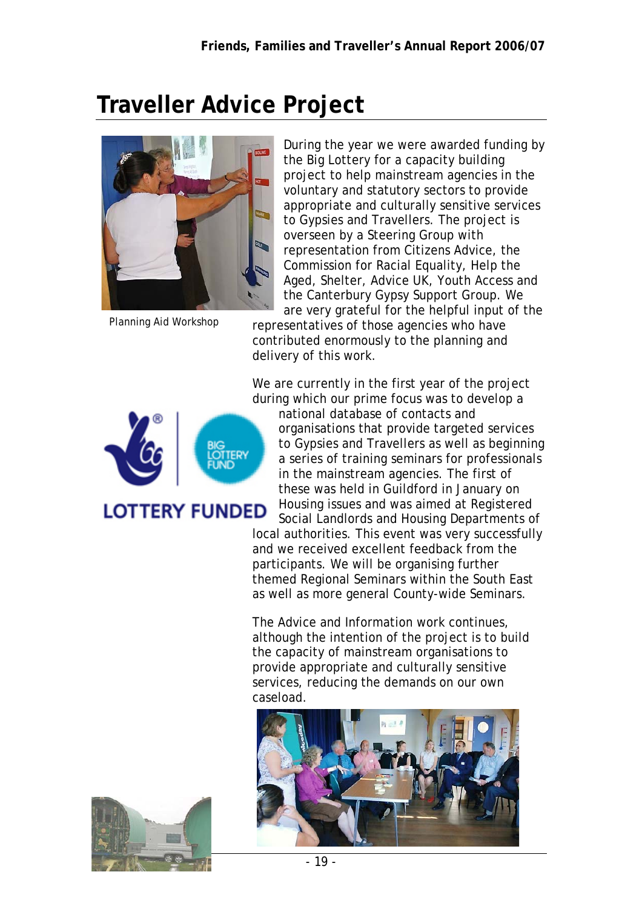# Traveller Advice Project

Planning Aid Workshop

During the year we were awarded funding by the Big Lottery for a capacity building project to help mainstream agencies in the voluntary and statutory sectors to provide appropriate and culturally sensitive services to Gypsies and Travellers. The project is overseen by a Steering Group with representation from Citizens Advice, the Commission for Racial Equality, Help the Aged, Shelter, Advice UK, Youth Access and the Canterbury Gypsy Support Group. We are very grateful for the helpful input of the representatives of those agencies who have contributed enormously to the planning and delivery of this work.

We are currently in the first year of the project during which our prime focus was to develop a national database of contacts and organisations that provide targeted services to Gypsies and Travellers as well as beginning a series of training seminars for professionals in the mainstream agencies. The first of these was held in Guildford in January on Housing issues and was aimed at Registered Social Landlords and Housing Departments of local authorities. This event was very successfully and we received excellent feedback from the participants. We will be organising further themed Regional Seminars within the South East as well as more general County-wide Seminars.

LOTTERY FUNDED

The Advice and Information work continues, although the intention of the project is to build the capacity of mainstream organisations to provide appropriate and culturally sensitive services, reducing the demands on our own caseload.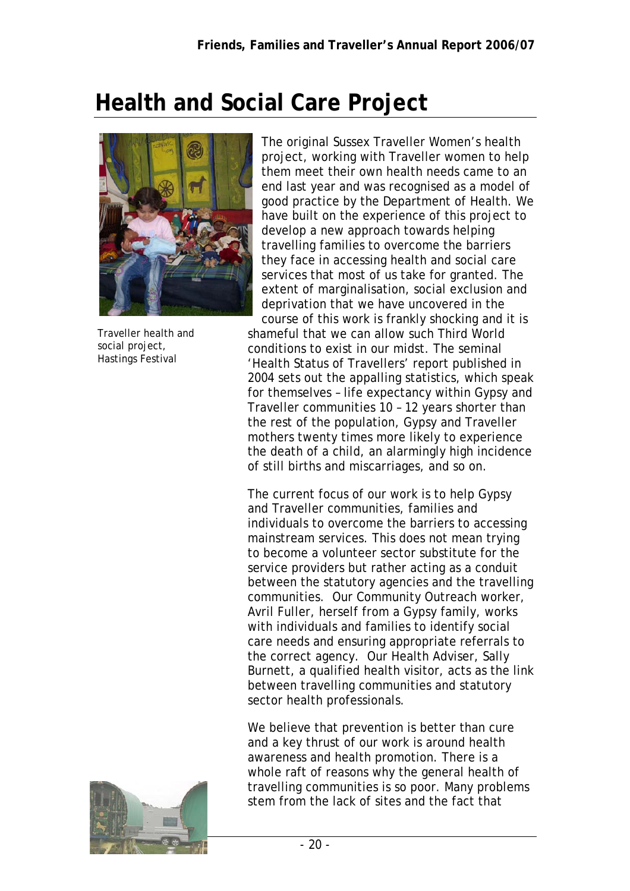# Health and Social Care Project

Traveller health and social project, Hastings Festival

The original Sussex Traveller Women's health project, working with Traveller women to help them meet their own health needs came to an end last year and was recognised as a model of good practice by the Department of Health. We have built on the experience of this project to develop a new approach towards helping travelling families to overcome the barriers they face in accessing health and social care services that most of us take for granted. The extent of marginalisation, social exclusion and deprivation that we have uncovered in the course of this work is frankly shocking and it is shameful that we can allow such Third World conditions to exist in our midst. The seminal 'Health Status of Travellers' report published in 2004 sets out the appalling statistics, which speak for themselves – life expectancy within Gypsy and Traveller communities 10 – 12 years shorter than the rest of the population, Gypsy and Traveller mothers twenty times more likely to experience the death of a child, an alarmingly high incidence of still births and miscarriages, and so on.

The current focus of our work is to help Gypsy and Traveller communities, families and individuals to overcome the barriers to accessing mainstream services. This does not mean trying to become a volunteer sector substitute for the service providers but rather acting as a conduit between the statutory agencies and the travelling communities. Our Community Outreach worker, Avril Fuller, herself from a Gypsy family, works with individuals and families to identify social care needs and ensuring appropriate referrals to the correct agency. Our Health Adviser, Sally Burnett, a qualified health visitor, acts as the link between travelling communities and statutory sector health professionals.

We believe that prevention is better than cure and a key thrust of our work is around health awareness and health promotion. There is a whole raft of reasons why the general health of travelling communities is so poor. Many problems stem from the lack of sites and the fact that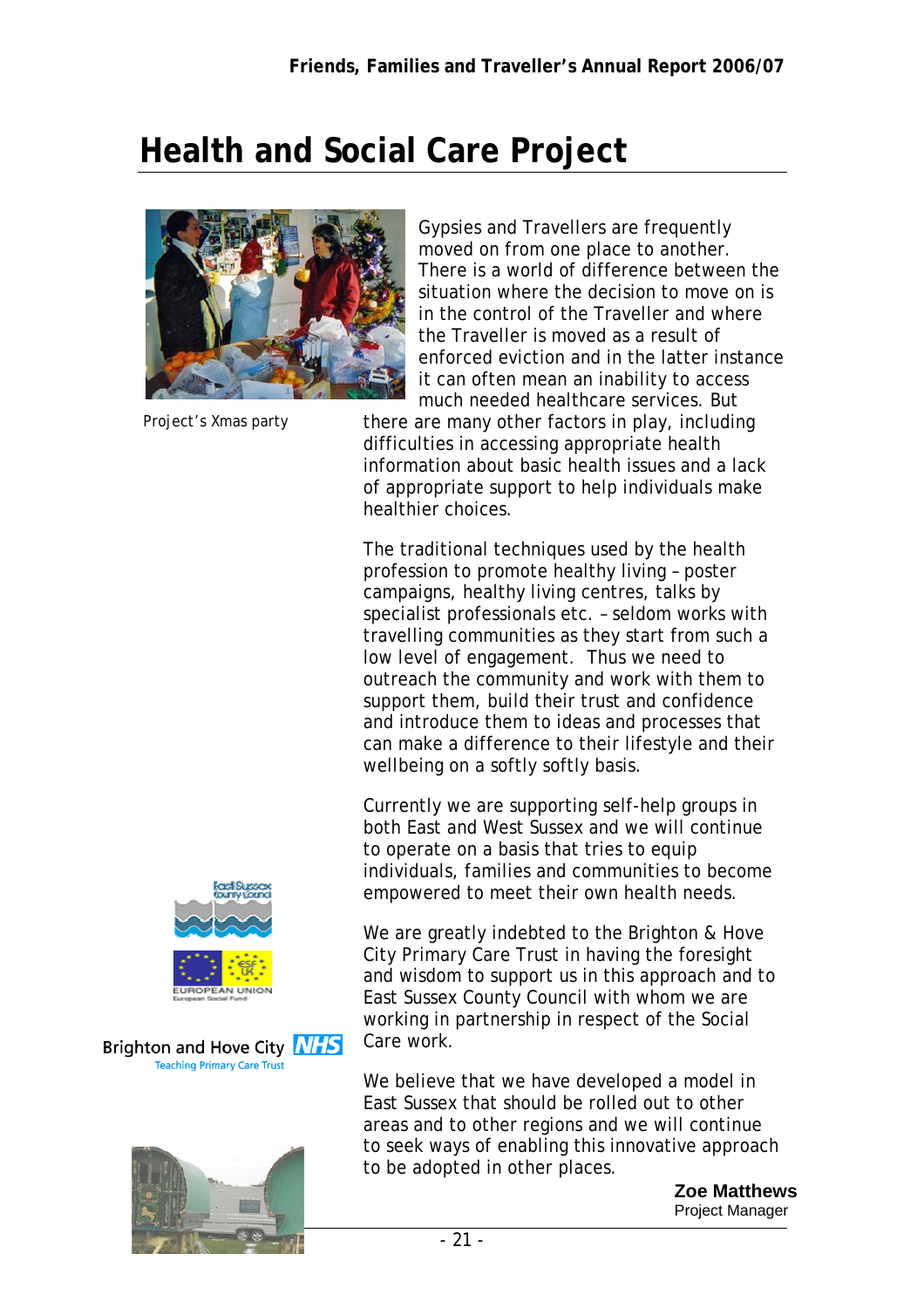# Health and Social Care Project

Project's Xmas party

Gypsies and Travellers are frequently moved on from one place to another. There is a world of difference between the situation where the decision to move on is in the control of the Traveller and where the Traveller is moved as a result of enforced eviction and in the latter instance it can often mean an inability to access much needed healthcare services. But there are many other factors in play, including difficulties in accessing appropriate health information about basic health issues and a lack of appropriate support to help individuals make healthier choices.

The traditional techniques used by the health profession to promote healthy living – poster campaigns, healthy living centres, talks by specialist professionals etc. – seldom works with travelling communities as they start from such a low level of engagement. Thus we need to outreach the community and work with them to support them, build their trust and confidence and introduce them to ideas and processes that can make a difference to their lifestyle and their wellbeing on a softly softly basis.

Currently we are supporting self-help groups in both East and West Sussex and we will continue to operate on a basis that tries to equip individuals, families and communities to become empowered to meet their own health needs.

We are greatly indebted to the Brighton & Hove City Primary Care Trust in having the foresight and wisdom to support us in this approach and to East Sussex County Council with whom we are working in partnership in respect of the Social Care work.

We believe that we have developed a model in East Sussex that should be rolled out to other areas and to other regions and we will continue to seek ways of enabling this innovative approach to be adopted in other places.

**Zoe Matthews**
Project Manager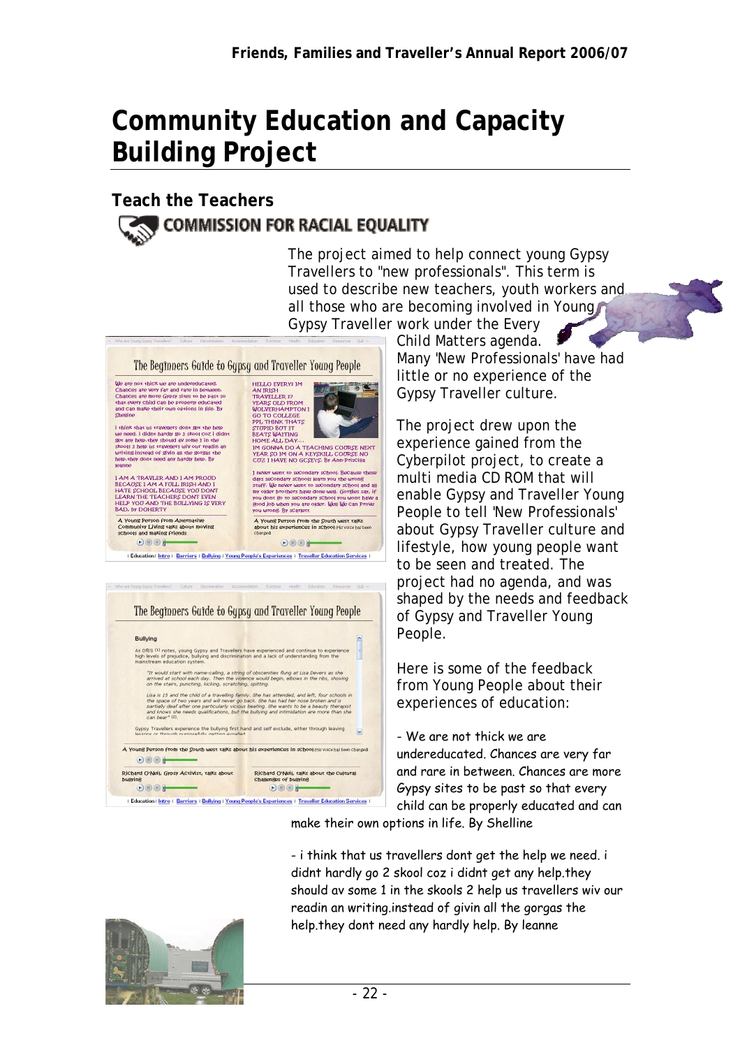# Community Education and Capacity Building Project

## Teach the Teachers

COMMISSION FOR RACIAL EQUALITY

The project aimed to help connect young Gypsy Travellers to "new professionals". This term is used to describe new teachers, youth workers and all those who are becoming involved in Young Gypsy Traveller work under the Every Child Matters agenda. Many 'New Professionals' have had little or no experience of the Gypsy Traveller culture.

The project drew upon the experience gained from the Cyberpilot project, to create a multi media CD ROM that will enable Gypsy and Traveller Young People to tell 'New Professionals' about Gypsy Traveller culture and lifestyle, how young people want to be seen and treated. The project had no agenda, and was shaped by the needs and feedback of Gypsy and Traveller Young People.

Here is some of the feedback from Young People about their experiences of education:

- We are not thick we are undereducated. Chances are very far and rare in between. Chances are more Gypsy sites to be past so that every child can be properly educated and can make their own options in life. By Shelline

- i think that us travellers dont get the help we need. i didnt hardly go 2 skool coz i didnt get any help.they should av some 1 in the skools 2 help us travellers wiv our readin an writing.instead of givin all the gorgas the help.they dont need any hardly help. By leanne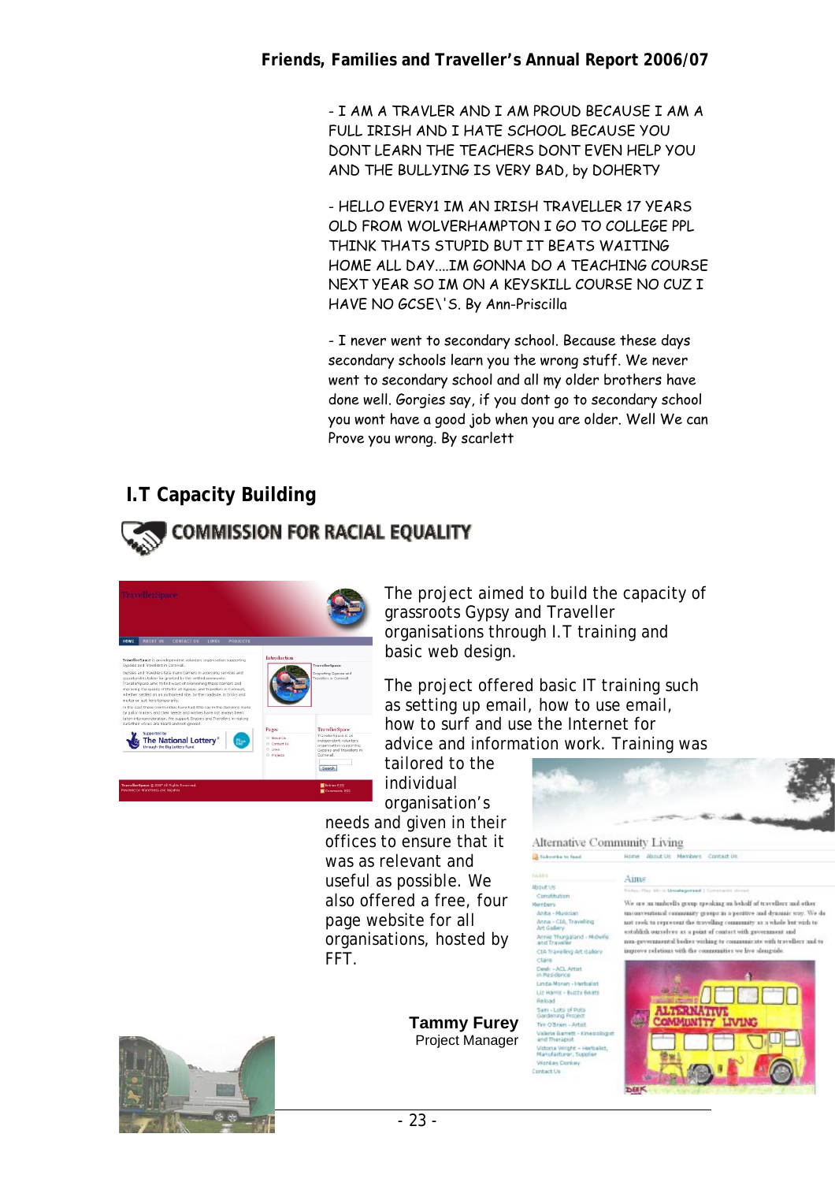- I AM A TRAVLER AND I AM PROUD BECAUSE I AM A FULL IRISH AND I HATE SCHOOL BECAUSE YOU DONT LEARN THE TEACHERS DONT EVEN HELP YOU AND THE BULLYING IS VERY BAD, by DOHERTY

- HELLO EVERY1 IM AN IRISH TRAVELLER 17 YEARS OLD FROM WOLVERHAMPTON I GO TO COLLEGE PPL THINK THATS STUPID BUT IT BEATS WAITING HOME ALL DAY....IM GONNA DO A TEACHING COURSE NEXT YEAR SO IM ON A KEYSKILL COURSE NO CUZ I HAVE NO GCSE\'S. By Ann-Priscilla

- I never went to secondary school. Because these days secondary schools learn you the wrong stuff. We never went to secondary school and all my older brothers have done well. Gorgies say, if you dont go to secondary school you wont have a good job when you are older. Well We can Prove you wrong. By scarlett

## I.T Capacity Building

COMMISSION FOR RACIAL EQUALITY

The project aimed to build the capacity of grassroots Gypsy and Traveller organisations through I.T training and basic web design.

The project offered basic IT training such as setting up email, how to use email, how to surf and use the Internet for advice and information work. Training was tailored to the individual organisation's needs and given in their offices to ensure that it was as relevant and useful as possible. We also offered a free, four page website for all organisations, hosted by FFT.

**Tammy Furey**
Project Manager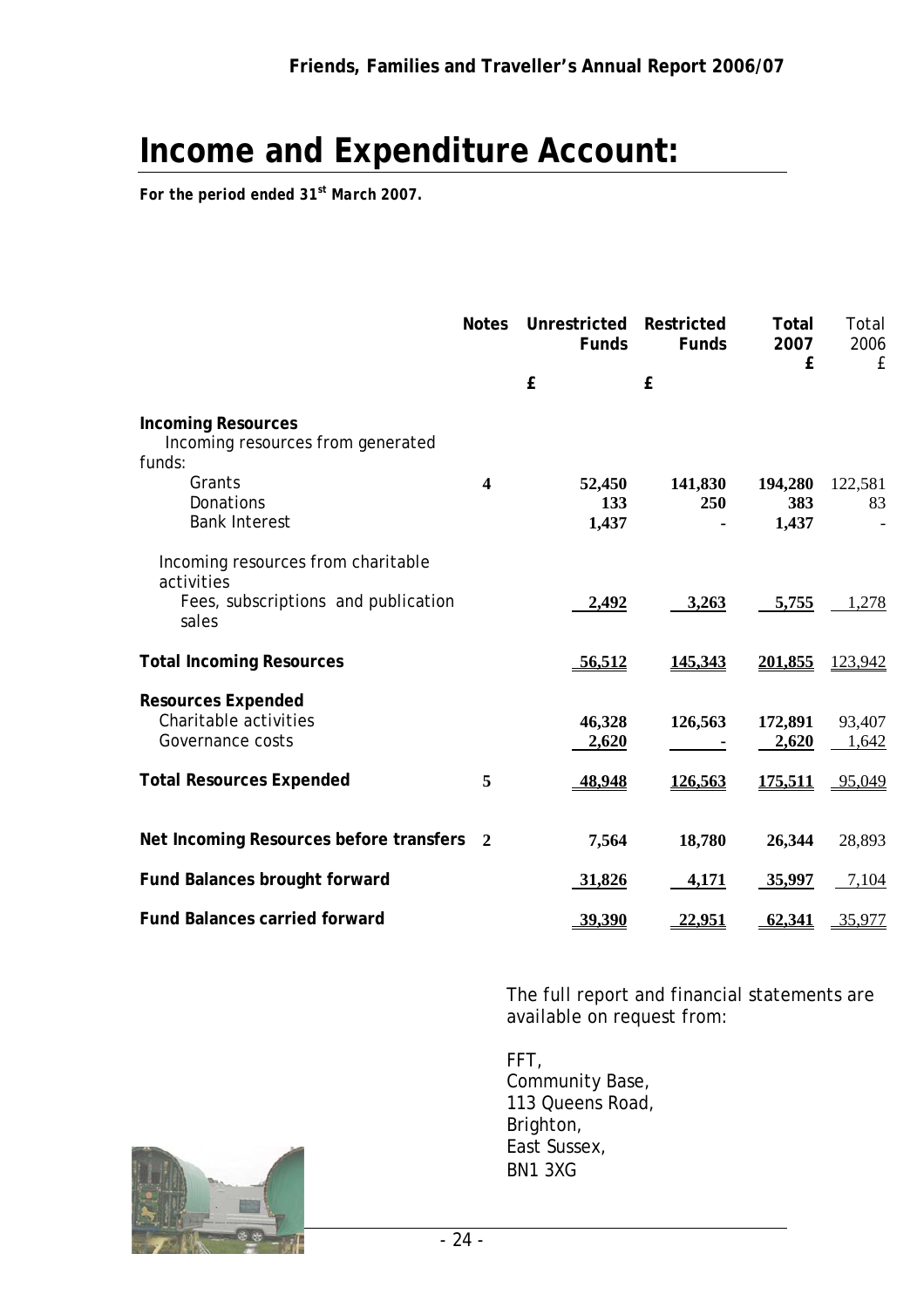# Income and Expenditure Account:

***For the period ended 31st March 2007.***

| | Notes | Unrestricted Funds £ | Restricted Funds £ | Total 2007 £ | Total 2006 £ |
|---|---|---|---|---|---|
| **Incoming Resources** | | | | | |
| Incoming resources from generated funds: | | | | | |
| Grants | **4** | **52,450** | **141,830** | **194,280** | 122,581 |
| Donations | | **133** | **250** | **383** | 83 |
| Bank Interest | | **1,437** | - | **1,437** | - |
| Incoming resources from charitable activities | | | | | |
| Fees, subscriptions and publication sales | | **2,492** | **3,263** | **5,755** | 1,278 |
| **Total Incoming Resources** | | **56,512** | **145,343** | **201,855** | 123,942 |
| **Resources Expended** | | | | | |
| Charitable activities | | **46,328** | **126,563** | **172,891** | 93,407 |
| Governance costs | | **2,620** | - | **2,620** | 1,642 |
| **Total Resources Expended** | **5** | **48,948** | **126,563** | **175,511** | 95,049 |
| **Net Incoming Resources before transfers** | **2** | **7,564** | **18,780** | **26,344** | 28,893 |
| **Fund Balances brought forward** | | **31,826** | **4,171** | **35,997** | 7,104 |
| **Fund Balances carried forward** | | **39,390** | **22,951** | **62,341** | 35,977 |

The full report and financial statements are available on request from:

FFT,
Community Base,
113 Queens Road,
Brighton,
East Sussex,
BN1 3XG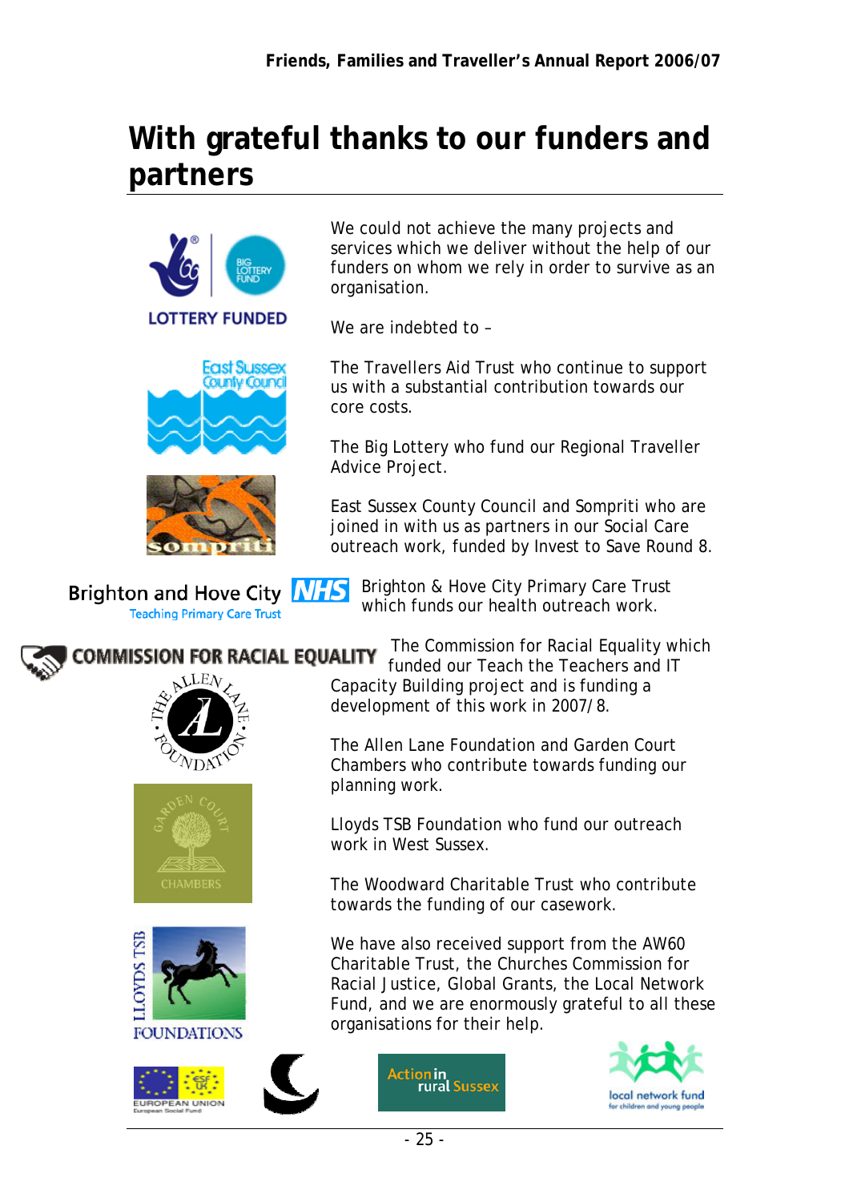# With grateful thanks to our funders and partners

We could not achieve the many projects and services which we deliver without the help of our funders on whom we rely in order to survive as an organisation.

We are indebted to –

The Travellers Aid Trust who continue to support us with a substantial contribution towards our core costs.

The Big Lottery who fund our Regional Traveller Advice Project.

East Sussex County Council and Sompriti who are joined in with us as partners in our Social Care outreach work, funded by Invest to Save Round 8.

Brighton & Hove City Primary Care Trust which funds our health outreach work.

The Commission for Racial Equality which funded our Teach the Teachers and IT Capacity Building project and is funding a development of this work in 2007/8.

The Allen Lane Foundation and Garden Court Chambers who contribute towards funding our planning work.

Lloyds TSB Foundation who fund our outreach work in West Sussex.

The Woodward Charitable Trust who contribute towards the funding of our casework.

We have also received support from the AW60 Charitable Trust, the Churches Commission for Racial Justice, Global Grants, the Local Network Fund, and we are enormously grateful to all these organisations for their help.